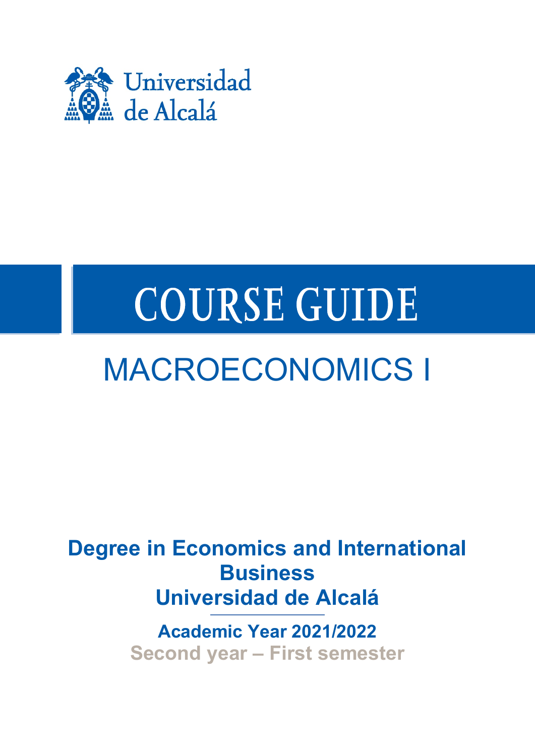Universidad de Alcalá

# COURSE GUIDE

## MACROECONOMICS I

**Degree in Economics and International Business**
**Universidad de Alcalá**

**Academic Year 2021/2022**
**Second year – First semester**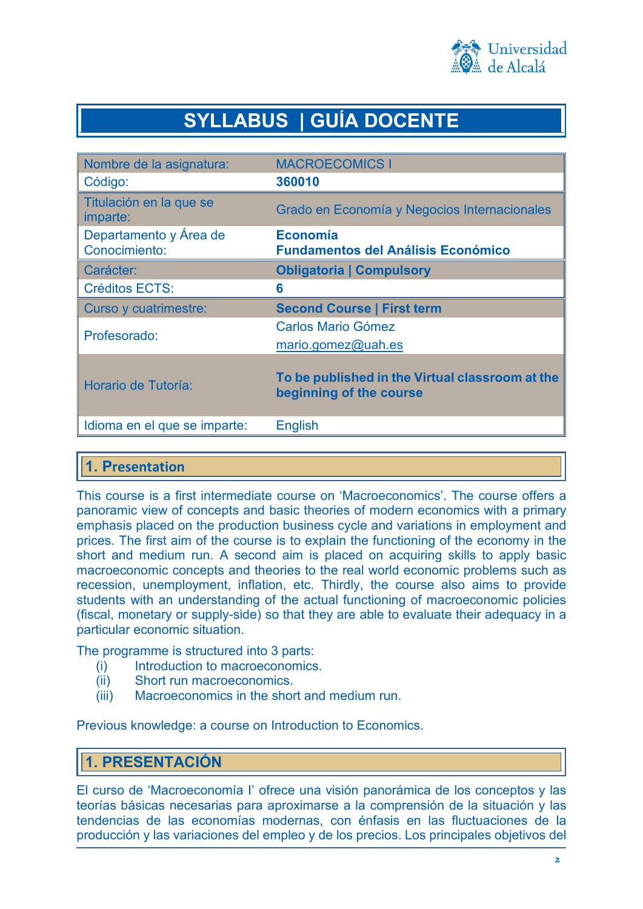# SYLLABUS | GUÍA DOCENTE

| Nombre de la asignatura: | MACROECOMICS I |
|---|---|
| Código: | **360010** |
| Titulación en la que se imparte: | Grado en Economía y Negocios Internacionales |
| Departamento y Área de Conocimiento: | **Economía** **Fundamentos del Análisis Económico** |
| Carácter: | **Obligatoria \| Compulsory** |
| Créditos ECTS: | **6** |
| Curso y cuatrimestre: | **Second Course \| First term** |
| Profesorado: | Carlos Mario Gómez mario.gomez@uah.es |
| Horario de Tutoría: | **To be published in the Virtual classroom at the beginning of the course** |
| Idioma en el que se imparte: | English |

## 1. Presentation

This course is a first intermediate course on 'Macroeconomics'. The course offers a panoramic view of concepts and basic theories of modern economics with a primary emphasis placed on the production business cycle and variations in employment and prices. The first aim of the course is to explain the functioning of the economy in the short and medium run. A second aim is placed on acquiring skills to apply basic macroeconomic concepts and theories to the real world economic problems such as recession, unemployment, inflation, etc. Thirdly, the course also aims to provide students with an understanding of the actual functioning of macroeconomic policies (fiscal, monetary or supply-side) so that they are able to evaluate their adequacy in a particular economic situation.

The programme is structured into 3 parts:

(i) Introduction to macroeconomics.
(ii) Short run macroeconomics.
(iii) Macroeconomics in the short and medium run.

Previous knowledge: a course on Introduction to Economics.

## 1. PRESENTACIÓN

El curso de 'Macroeconomía I' ofrece una visión panorámica de los conceptos y las teorías básicas necesarias para aproximarse a la comprensión de la situación y las tendencias de las economías modernas, con énfasis en las fluctuaciones de la producción y las variaciones del empleo y de los precios. Los principales objetivos del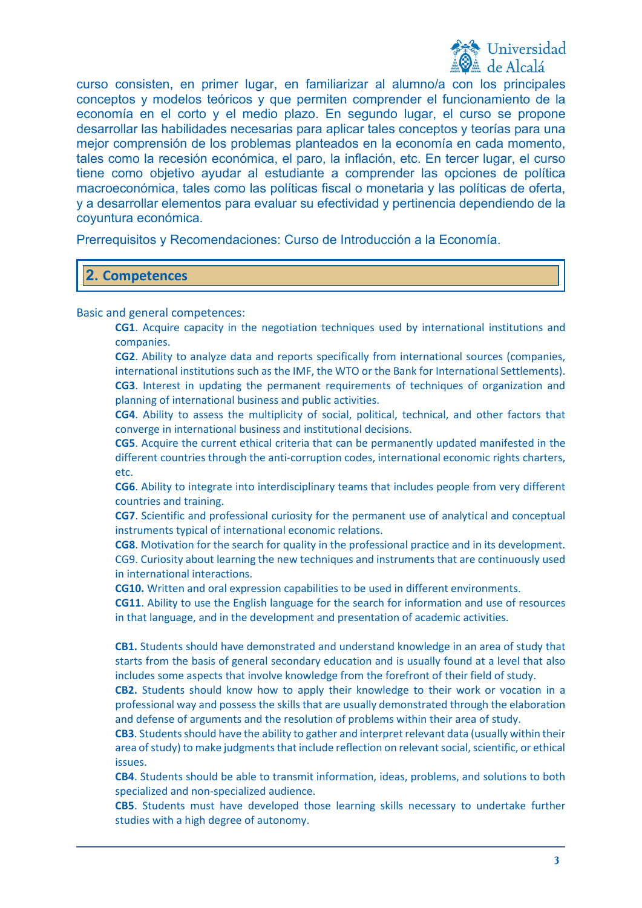curso consisten, en primer lugar, en familiarizar al alumno/a con los principales conceptos y modelos teóricos y que permiten comprender el funcionamiento de la economía en el corto y el medio plazo. En segundo lugar, el curso se propone desarrollar las habilidades necesarias para aplicar tales conceptos y teorías para una mejor comprensión de los problemas planteados en la economía en cada momento, tales como la recesión económica, el paro, la inflación, etc. En tercer lugar, el curso tiene como objetivo ayudar al estudiante a comprender las opciones de política macroeconómica, tales como las políticas fiscal o monetaria y las políticas de oferta, y a desarrollar elementos para evaluar su efectividad y pertinencia dependiendo de la coyuntura económica.

Prerrequisitos y Recomendaciones: Curso de Introducción a la Economía.

## 2. Competences

Basic and general competences:

**CG1**. Acquire capacity in the negotiation techniques used by international institutions and companies.

**CG2**. Ability to analyze data and reports specifically from international sources (companies, international institutions such as the IMF, the WTO or the Bank for International Settlements).

**CG3**. Interest in updating the permanent requirements of techniques of organization and planning of international business and public activities.

**CG4**. Ability to assess the multiplicity of social, political, technical, and other factors that converge in international business and institutional decisions.

**CG5**. Acquire the current ethical criteria that can be permanently updated manifested in the different countries through the anti-corruption codes, international economic rights charters, etc.

**CG6**. Ability to integrate into interdisciplinary teams that includes people from very different countries and training.

**CG7**. Scientific and professional curiosity for the permanent use of analytical and conceptual instruments typical of international economic relations.

**CG8**. Motivation for the search for quality in the professional practice and in its development.

CG9. Curiosity about learning the new techniques and instruments that are continuously used in international interactions.

**CG10.** Written and oral expression capabilities to be used in different environments.

**CG11**. Ability to use the English language for the search for information and use of resources in that language, and in the development and presentation of academic activities.

**CB1.** Students should have demonstrated and understand knowledge in an area of study that starts from the basis of general secondary education and is usually found at a level that also includes some aspects that involve knowledge from the forefront of their field of study.

**CB2.** Students should know how to apply their knowledge to their work or vocation in a professional way and possess the skills that are usually demonstrated through the elaboration and defense of arguments and the resolution of problems within their area of study.

**CB3**. Students should have the ability to gather and interpret relevant data (usually within their area of study) to make judgments that include reflection on relevant social, scientific, or ethical issues.

**CB4**. Students should be able to transmit information, ideas, problems, and solutions to both specialized and non-specialized audience.

**CB5**. Students must have developed those learning skills necessary to undertake further studies with a high degree of autonomy.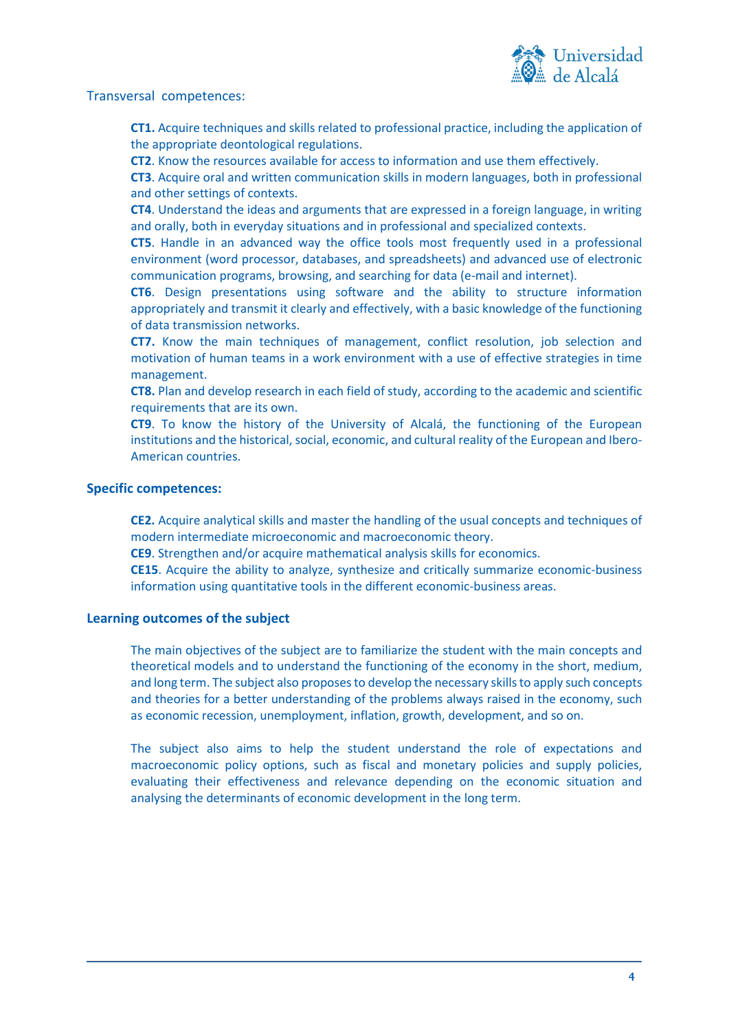Transversal competences:

**CT1.** Acquire techniques and skills related to professional practice, including the application of the appropriate deontological regulations.

**CT2**. Know the resources available for access to information and use them effectively.

**CT3**. Acquire oral and written communication skills in modern languages, both in professional and other settings of contexts.

**CT4**. Understand the ideas and arguments that are expressed in a foreign language, in writing and orally, both in everyday situations and in professional and specialized contexts.

**CT5**. Handle in an advanced way the office tools most frequently used in a professional environment (word processor, databases, and spreadsheets) and advanced use of electronic communication programs, browsing, and searching for data (e-mail and internet).

**CT6**. Design presentations using software and the ability to structure information appropriately and transmit it clearly and effectively, with a basic knowledge of the functioning of data transmission networks.

**CT7.** Know the main techniques of management, conflict resolution, job selection and motivation of human teams in a work environment with a use of effective strategies in time management.

**CT8.** Plan and develop research in each field of study, according to the academic and scientific requirements that are its own.

**CT9**. To know the history of the University of Alcalá, the functioning of the European institutions and the historical, social, economic, and cultural reality of the European and Ibero-American countries.

## Specific competences:

**CE2.** Acquire analytical skills and master the handling of the usual concepts and techniques of modern intermediate microeconomic and macroeconomic theory.

**CE9**. Strengthen and/or acquire mathematical analysis skills for economics.

**CE15**. Acquire the ability to analyze, synthesize and critically summarize economic-business information using quantitative tools in the different economic-business areas.

## Learning outcomes of the subject

The main objectives of the subject are to familiarize the student with the main concepts and theoretical models and to understand the functioning of the economy in the short, medium, and long term. The subject also proposes to develop the necessary skills to apply such concepts and theories for a better understanding of the problems always raised in the economy, such as economic recession, unemployment, inflation, growth, development, and so on.

The subject also aims to help the student understand the role of expectations and macroeconomic policy options, such as fiscal and monetary policies and supply policies, evaluating their effectiveness and relevance depending on the economic situation and analysing the determinants of economic development in the long term.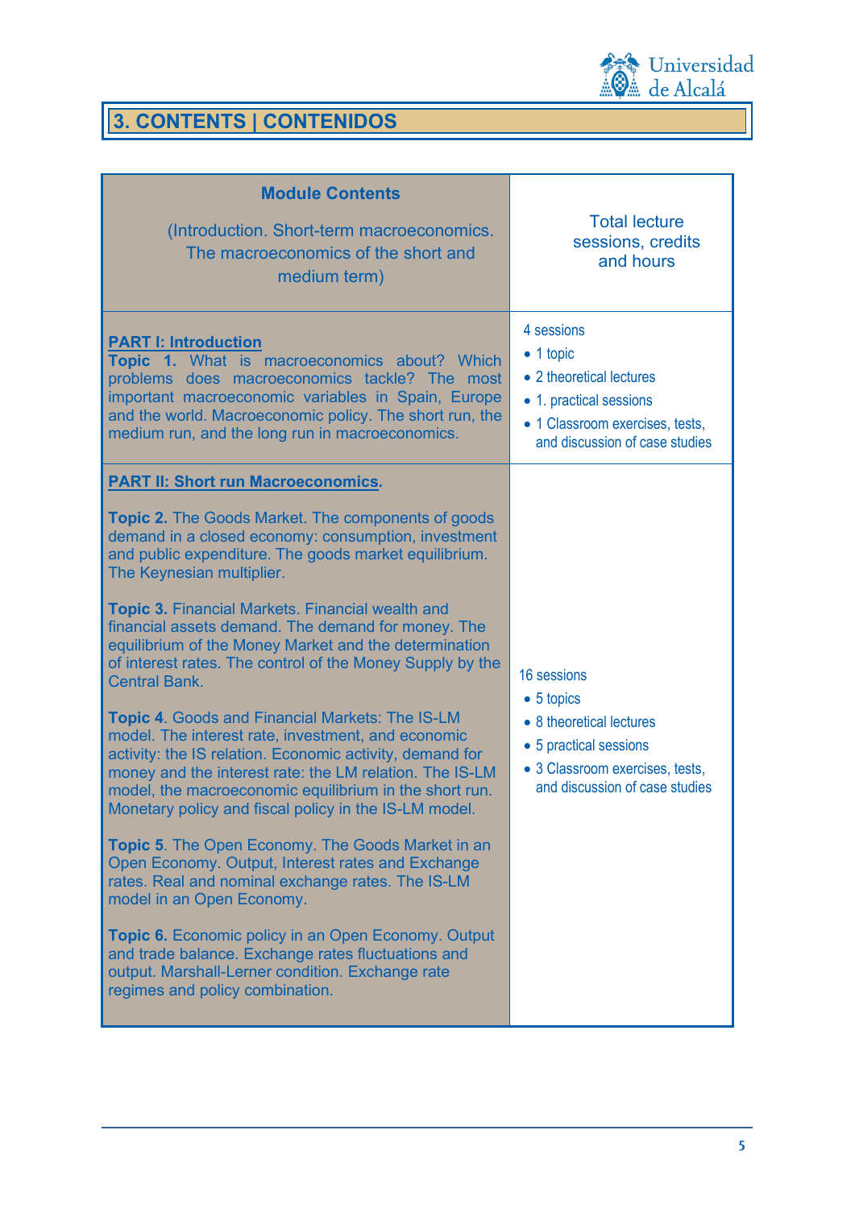## 3. CONTENTS | CONTENIDOS

| **Module Contents**<br><br>(Introduction. Short-term macroeconomics. The macroeconomics of the short and medium term) | Total lecture sessions, credits and hours |
|---|---|
| **PART I: Introduction**<br>**Topic 1.** What is macroeconomics about? Which problems does macroeconomics tackle? The most important macroeconomic variables in Spain, Europe and the world. Macroeconomic policy. The short run, the medium run, and the long run in macroeconomics. | 4 sessions<br>• 1 topic<br>• 2 theoretical lectures<br>• 1. practical sessions<br>• 1 Classroom exercises, tests, and discussion of case studies |
| **PART II: Short run Macroeconomics.**<br><br>**Topic 2.** The Goods Market. The components of goods demand in a closed economy: consumption, investment and public expenditure. The goods market equilibrium. The Keynesian multiplier.<br><br>**Topic 3.** Financial Markets. Financial wealth and financial assets demand. The demand for money. The equilibrium of the Money Market and the determination of interest rates. The control of the Money Supply by the Central Bank.<br><br>**Topic 4**. Goods and Financial Markets: The IS-LM model. The interest rate, investment, and economic activity: the IS relation. Economic activity, demand for money and the interest rate: the LM relation. The IS-LM model, the macroeconomic equilibrium in the short run. Monetary policy and fiscal policy in the IS-LM model.<br><br>**Topic 5**. The Open Economy. The Goods Market in an Open Economy. Output, Interest rates and Exchange rates. Real and nominal exchange rates. The IS-LM model in an Open Economy.<br><br>**Topic 6.** Economic policy in an Open Economy. Output and trade balance. Exchange rates fluctuations and output. Marshall-Lerner condition. Exchange rate regimes and policy combination. | 16 sessions<br>• 5 topics<br>• 8 theoretical lectures<br>• 5 practical sessions<br>• 3 Classroom exercises, tests, and discussion of case studies |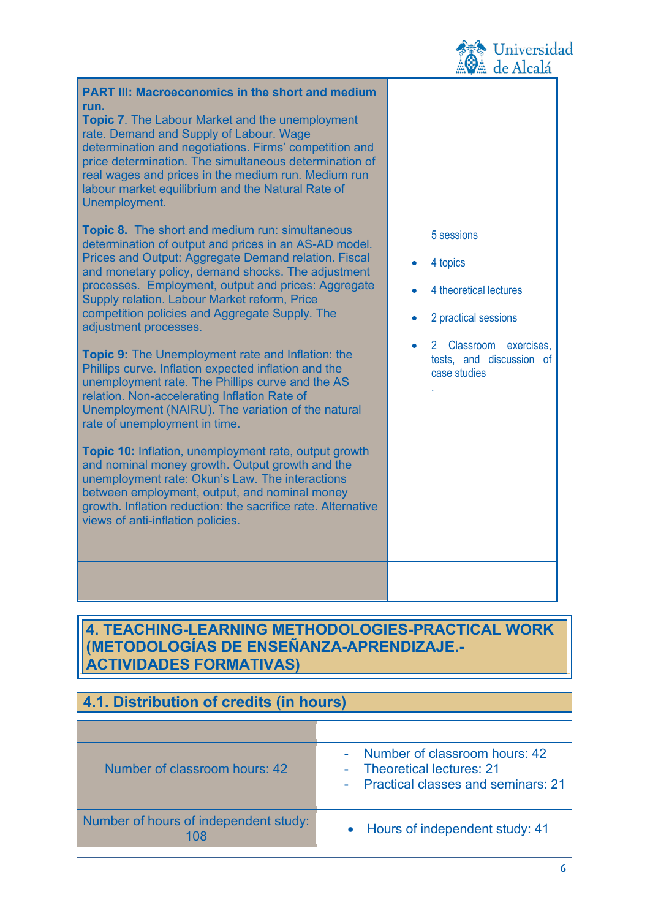| | |
|---|---|
| **PART III: Macroeconomics in the short and medium run.**<br>**Topic 7**. The Labour Market and the unemployment rate. Demand and Supply of Labour. Wage determination and negotiations. Firms' competition and price determination. The simultaneous determination of real wages and prices in the medium run. Medium run labour market equilibrium and the Natural Rate of Unemployment.<br><br>**Topic 8.** The short and medium run: simultaneous determination of output and prices in an AS-AD model. Prices and Output: Aggregate Demand relation. Fiscal and monetary policy, demand shocks. The adjustment processes. Employment, output and prices: Aggregate Supply relation. Labour Market reform, Price competition policies and Aggregate Supply. The adjustment processes.<br><br>**Topic 9:** The Unemployment rate and Inflation: the Phillips curve. Inflation expected inflation and the unemployment rate. The Phillips curve and the AS relation. Non-accelerating Inflation Rate of Unemployment (NAIRU). The variation of the natural rate of unemployment in time.<br><br>**Topic 10:** Inflation, unemployment rate, output growth and nominal money growth. Output growth and the unemployment rate: Okun's Law. The interactions between employment, output, and nominal money growth. Inflation reduction: the sacrifice rate. Alternative views of anti-inflation policies. | 5 sessions<br><br>• 4 topics<br>• 4 theoretical lectures<br>• 2 practical sessions<br>• 2 Classroom exercises, tests, and discussion of case studies<br>. |
| | |

## 4. TEACHING-LEARNING METHODOLOGIES-PRACTICAL WORK (METODOLOGÍAS DE ENSEÑANZA-APRENDIZAJE.- ACTIVIDADES FORMATIVAS)

### 4.1. Distribution of credits (in hours)

| | |
|---|---|
| Number of classroom hours: 42 | - Number of classroom hours: 42<br>- Theoretical lectures: 21<br>- Practical classes and seminars: 21 |
| Number of hours of independent study: 108 | • Hours of independent study: 41 |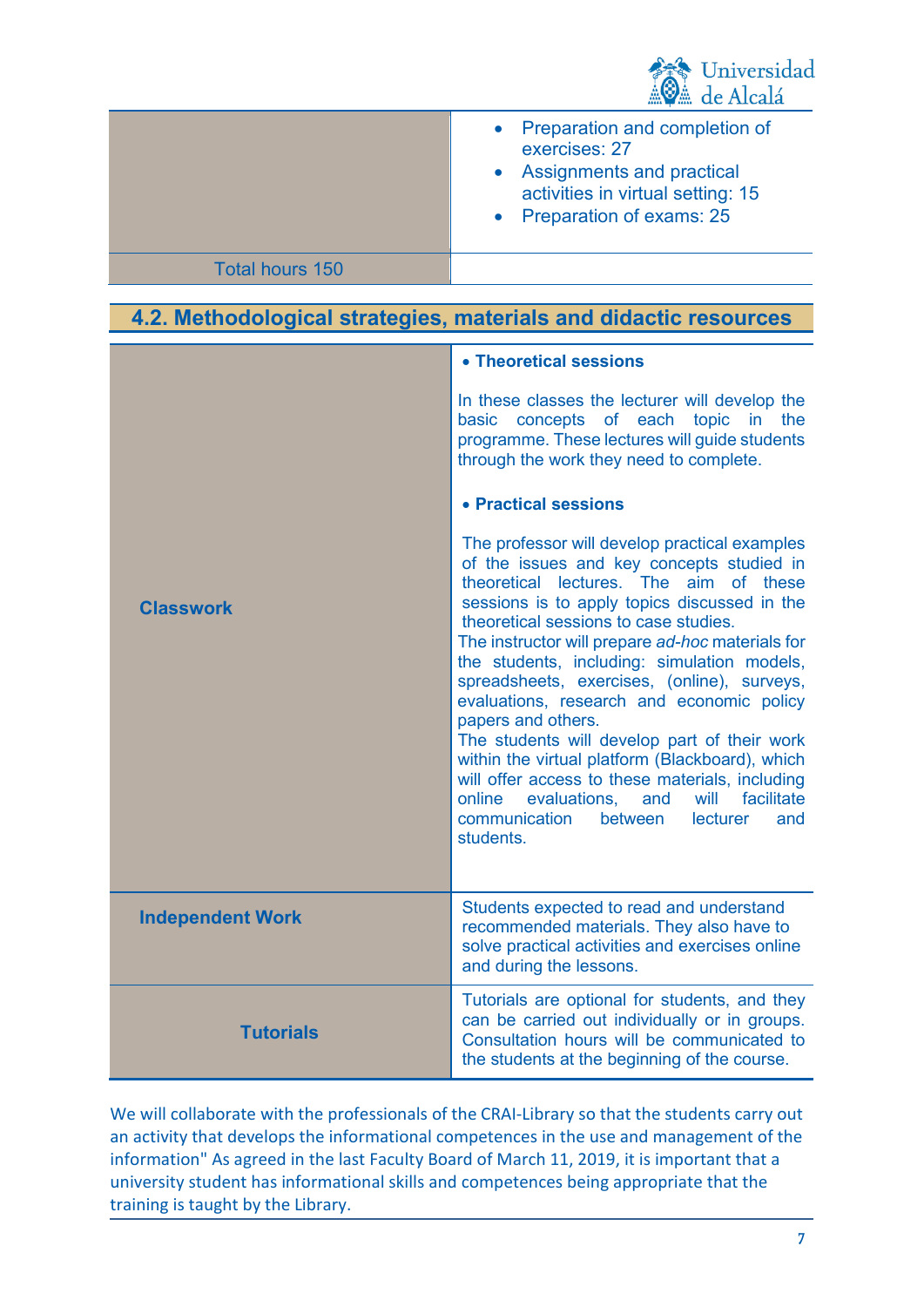|  |  |
|---|---|
|  | • Preparation and completion of exercises: 27<br>• Assignments and practical activities in virtual setting: 15<br>• Preparation of exams: 25 |
| Total hours 150 |  |

## 4.2. Methodological strategies, materials and didactic resources

| | |
|---|---|
| **Classwork** | • **Theoretical sessions**<br><br>In these classes the lecturer will develop the basic concepts of each topic in the programme. These lectures will guide students through the work they need to complete.<br><br>• **Practical sessions**<br><br>The professor will develop practical examples of the issues and key concepts studied in theoretical lectures. The aim of these sessions is to apply topics discussed in the theoretical sessions to case studies.<br>The instructor will prepare *ad-hoc* materials for the students, including: simulation models, spreadsheets, exercises, (online), surveys, evaluations, research and economic policy papers and others.<br>The students will develop part of their work within the virtual platform (Blackboard), which will offer access to these materials, including online evaluations, and will facilitate communication between lecturer and students. |
| **Independent Work** | Students expected to read and understand recommended materials. They also have to solve practical activities and exercises online and during the lessons. |
| **Tutorials** | Tutorials are optional for students, and they can be carried out individually or in groups. Consultation hours will be communicated to the students at the beginning of the course. |

We will collaborate with the professionals of the CRAI-Library so that the students carry out an activity that develops the informational competences in the use and management of the information" As agreed in the last Faculty Board of March 11, 2019, it is important that a university student has informational skills and competences being appropriate that the training is taught by the Library.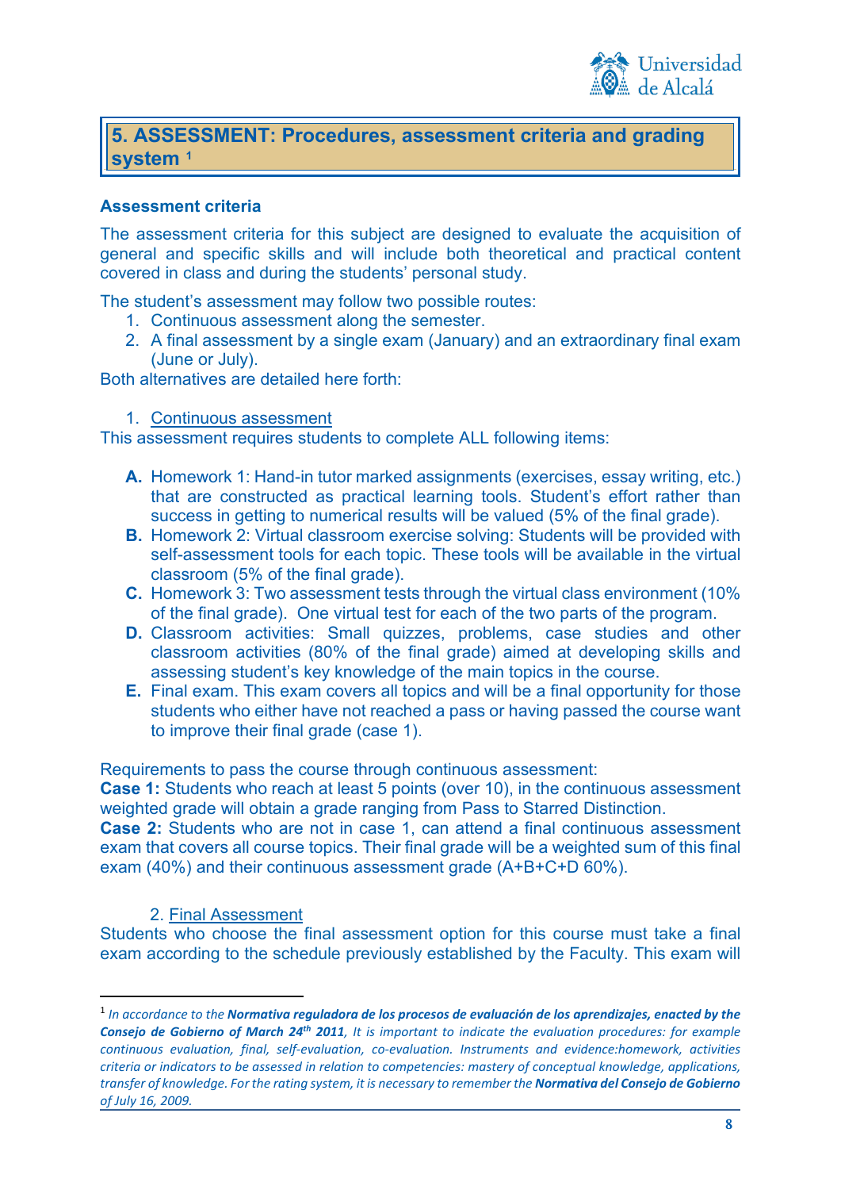## 5. ASSESSMENT: Procedures, assessment criteria and grading system [1]

### Assessment criteria

The assessment criteria for this subject are designed to evaluate the acquisition of general and specific skills and will include both theoretical and practical content covered in class and during the students' personal study.

The student's assessment may follow two possible routes:

1. Continuous assessment along the semester.
2. A final assessment by a single exam (January) and an extraordinary final exam (June or July).

Both alternatives are detailed here forth:

1. <u>Continuous assessment</u>

This assessment requires students to complete ALL following items:

- **A.** Homework 1: Hand-in tutor marked assignments (exercises, essay writing, etc.) that are constructed as practical learning tools. Student's effort rather than success in getting to numerical results will be valued (5% of the final grade).
- **B.** Homework 2: Virtual classroom exercise solving: Students will be provided with self-assessment tools for each topic. These tools will be available in the virtual classroom (5% of the final grade).
- **C.** Homework 3: Two assessment tests through the virtual class environment (10% of the final grade). One virtual test for each of the two parts of the program.
- **D.** Classroom activities: Small quizzes, problems, case studies and other classroom activities (80% of the final grade) aimed at developing skills and assessing student's key knowledge of the main topics in the course.
- **E.** Final exam. This exam covers all topics and will be a final opportunity for those students who either have not reached a pass or having passed the course want to improve their final grade (case 1).

Requirements to pass the course through continuous assessment:

**Case 1:** Students who reach at least 5 points (over 10), in the continuous assessment weighted grade will obtain a grade ranging from Pass to Starred Distinction.

**Case 2:** Students who are not in case 1, can attend a final continuous assessment exam that covers all course topics. Their final grade will be a weighted sum of this final exam (40%) and their continuous assessment grade (A+B+C+D 60%).

2. <u>Final Assessment</u>

Students who choose the final assessment option for this course must take a final exam according to the schedule previously established by the Faculty. This exam will

---

[1] *In accordance to the* ***Normativa reguladora de los procesos de evaluación de los aprendizajes, enacted by the Consejo de Gobierno of March 24th 2011****, It is important to indicate the evaluation procedures: for example continuous evaluation, final, self-evaluation, co-evaluation. Instruments and evidence:homework, activities criteria or indicators to be assessed in relation to competencies: mastery of conceptual knowledge, applications, transfer of knowledge. For the rating system, it is necessary to remember the* ***Normativa del Consejo de Gobierno*** *of July 16, 2009.*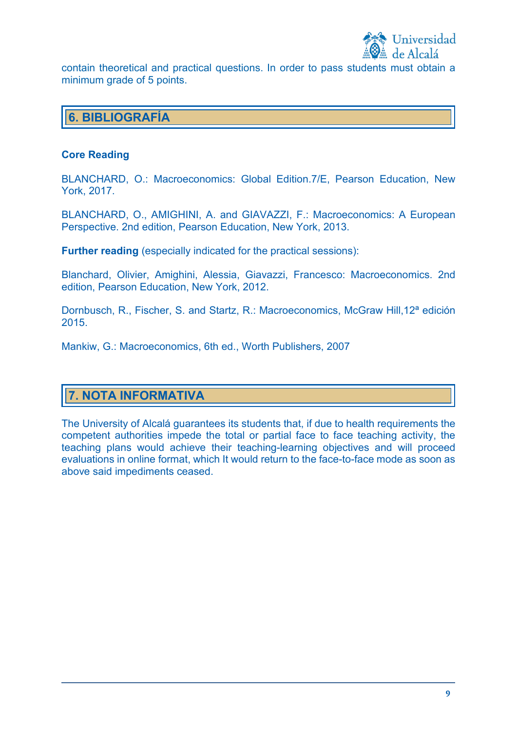contain theoretical and practical questions. In order to pass students must obtain a minimum grade of 5 points.

## 6. BIBLIOGRAFÍA

**Core Reading**

BLANCHARD, O.: Macroeconomics: Global Edition.7/E, Pearson Education, New York, 2017.

BLANCHARD, O., AMIGHINI, A. and GIAVAZZI, F.: Macroeconomics: A European Perspective. 2nd edition, Pearson Education, New York, 2013.

**Further reading** (especially indicated for the practical sessions):

Blanchard, Olivier, Amighini, Alessia, Giavazzi, Francesco: Macroeconomics. 2nd edition, Pearson Education, New York, 2012.

Dornbusch, R., Fischer, S. and Startz, R.: Macroeconomics, McGraw Hill,12ª edición 2015.

Mankiw, G.: Macroeconomics, 6th ed., Worth Publishers, 2007

## 7. NOTA INFORMATIVA

The University of Alcalá guarantees its students that, if due to health requirements the competent authorities impede the total or partial face to face teaching activity, the teaching plans would achieve their teaching-learning objectives and will proceed evaluations in online format, which It would return to the face-to-face mode as soon as above said impediments ceased.